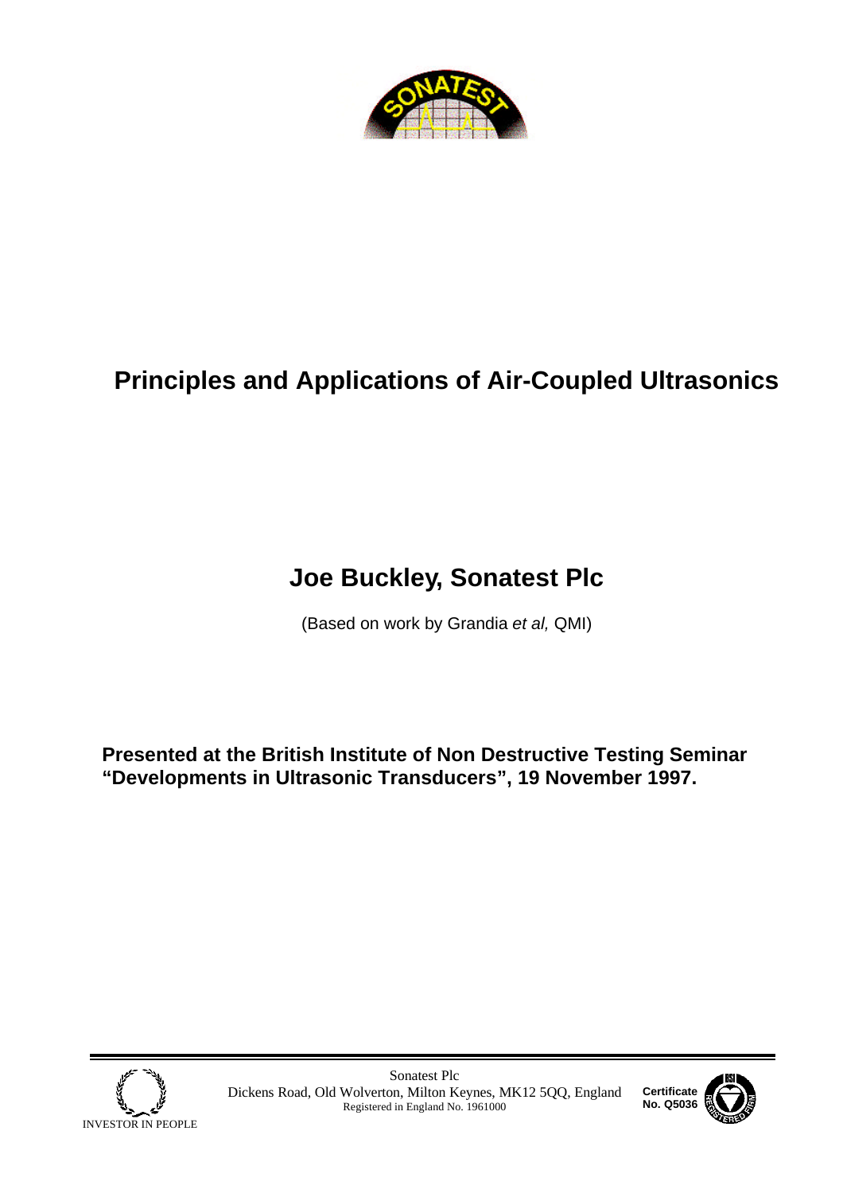# Principles and Applications of Air-Coupled Ultrasonics

## Joe Buckley, Sonatest Plc

(Based on work by Grandia *et al,* QMI)

**Presented at the British Institute of Non Destructive Testing Seminar "Developments in Ultrasonic Transducers", 19 November 1997.**

INVESTOR IN PEOPLE

Sonatest Plc
Dickens Road, Old Wolverton, Milton Keynes, MK12 5QQ, England
Registered in England No. 1961000

**Certificate No. Q5036**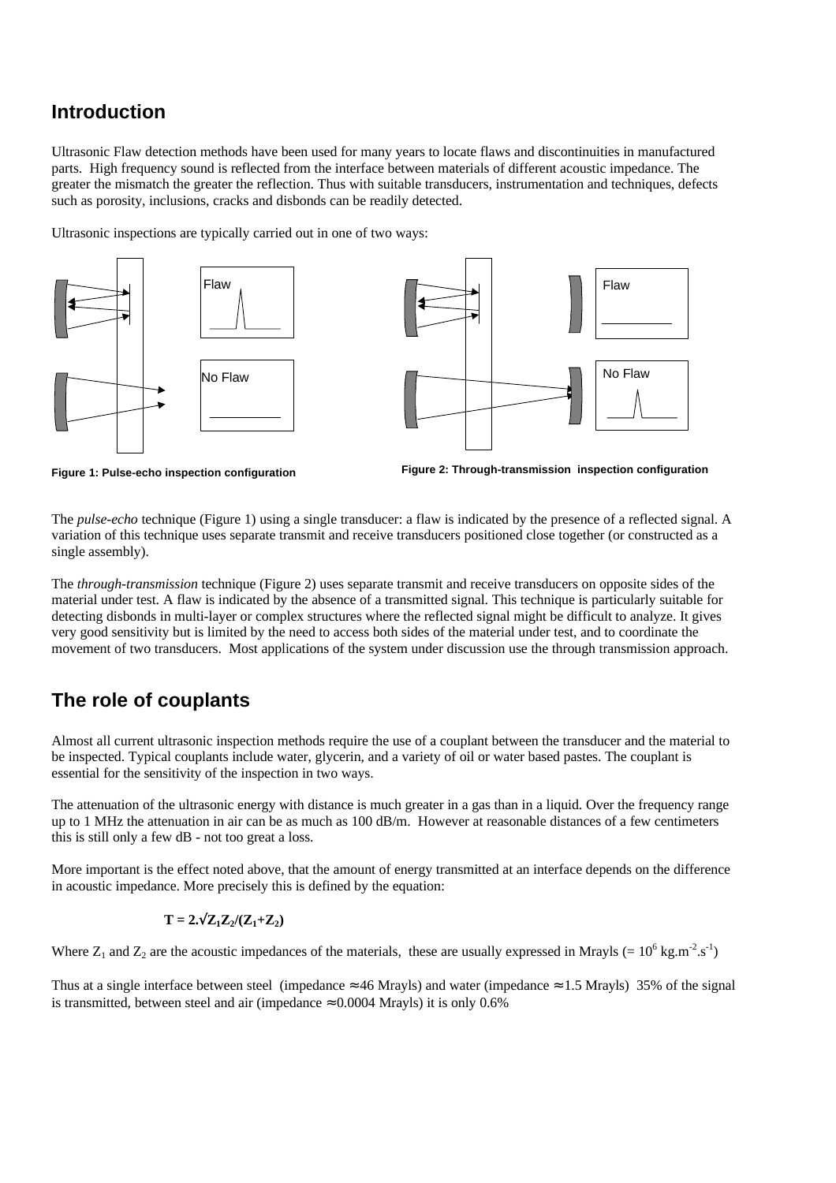## Introduction

Ultrasonic Flaw detection methods have been used for many years to locate flaws and discontinuities in manufactured parts. High frequency sound is reflected from the interface between materials of different acoustic impedance. The greater the mismatch the greater the reflection. Thus with suitable transducers, instrumentation and techniques, defects such as porosity, inclusions, cracks and disbonds can be readily detected.

Ultrasonic inspections are typically carried out in one of two ways:

Flaw

No Flaw

**Figure 1: Pulse-echo inspection configuration**

Flaw

No Flaw

**Figure 2: Through-transmission inspection configuration**

The *pulse-echo* technique (Figure 1) using a single transducer: a flaw is indicated by the presence of a reflected signal. A variation of this technique uses separate transmit and receive transducers positioned close together (or constructed as a single assembly).

The *through-transmission* technique (Figure 2) uses separate transmit and receive transducers on opposite sides of the material under test. A flaw is indicated by the absence of a transmitted signal. This technique is particularly suitable for detecting disbonds in multi-layer or complex structures where the reflected signal might be difficult to analyze. It gives very good sensitivity but is limited by the need to access both sides of the material under test, and to coordinate the movement of two transducers. Most applications of the system under discussion use the through transmission approach.

## The role of couplants

Almost all current ultrasonic inspection methods require the use of a couplant between the transducer and the material to be inspected. Typical couplants include water, glycerin, and a variety of oil or water based pastes. The couplant is essential for the sensitivity of the inspection in two ways.

The attenuation of the ultrasonic energy with distance is much greater in a gas than in a liquid. Over the frequency range up to 1 MHz the attenuation in air can be as much as 100 dB/m. However at reasonable distances of a few centimeters this is still only a few dB - not too great a loss.

More important is the effect noted above, that the amount of energy transmitted at an interface depends on the difference in acoustic impedance. More precisely this is defined by the equation:

$$\mathbf{T = 2.\sqrt{Z_1 Z_2}/(Z_1+Z_2)}$$

Where $Z_1$ and $Z_2$ are the acoustic impedances of the materials, these are usually expressed in Mrayls (= $10^6$ kg.m$^{-2}$.s$^{-1}$)

Thus at a single interface between steel (impedance ≈ 46 Mrayls) and water (impedance ≈ 1.5 Mrayls) 35% of the signal is transmitted, between steel and air (impedance ≈ 0.0004 Mrayls) it is only 0.6%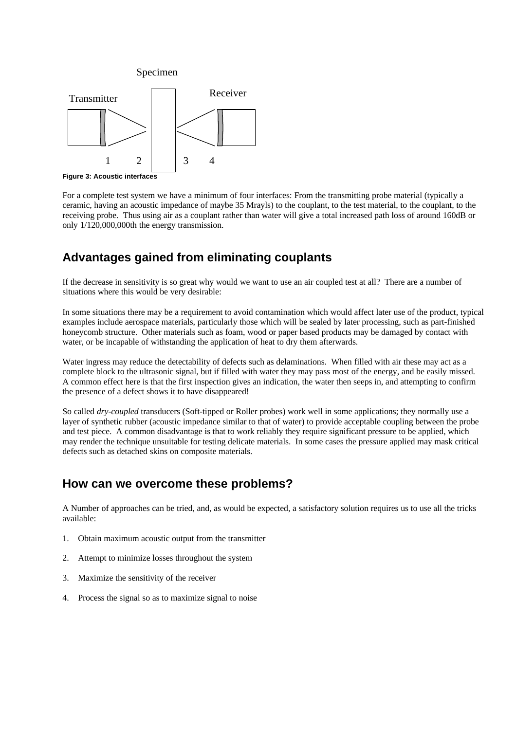Specimen

Transmitter

Receiver

1 2 3 4

**Figure 3: Acoustic interfaces**

For a complete test system we have a minimum of four interfaces: From the transmitting probe material (typically a ceramic, having an acoustic impedance of maybe 35 Mrayls) to the couplant, to the test material, to the couplant, to the receiving probe. Thus using air as a couplant rather than water will give a total increased path loss of around 160dB or only 1/120,000,000th the energy transmission.

## Advantages gained from eliminating couplants

If the decrease in sensitivity is so great why would we want to use an air coupled test at all? There are a number of situations where this would be very desirable:

In some situations there may be a requirement to avoid contamination which would affect later use of the product, typical examples include aerospace materials, particularly those which will be sealed by later processing, such as part-finished honeycomb structure. Other materials such as foam, wood or paper based products may be damaged by contact with water, or be incapable of withstanding the application of heat to dry them afterwards.

Water ingress may reduce the detectability of defects such as delaminations. When filled with air these may act as a complete block to the ultrasonic signal, but if filled with water they may pass most of the energy, and be easily missed. A common effect here is that the first inspection gives an indication, the water then seeps in, and attempting to confirm the presence of a defect shows it to have disappeared!

So called *dry-coupled* transducers (Soft-tipped or Roller probes) work well in some applications; they normally use a layer of synthetic rubber (acoustic impedance similar to that of water) to provide acceptable coupling between the probe and test piece. A common disadvantage is that to work reliably they require significant pressure to be applied, which may render the technique unsuitable for testing delicate materials. In some cases the pressure applied may mask critical defects such as detached skins on composite materials.

## How can we overcome these problems?

A Number of approaches can be tried, and, as would be expected, a satisfactory solution requires us to use all the tricks available:

1. Obtain maximum acoustic output from the transmitter
2. Attempt to minimize losses throughout the system
3. Maximize the sensitivity of the receiver
4. Process the signal so as to maximize signal to noise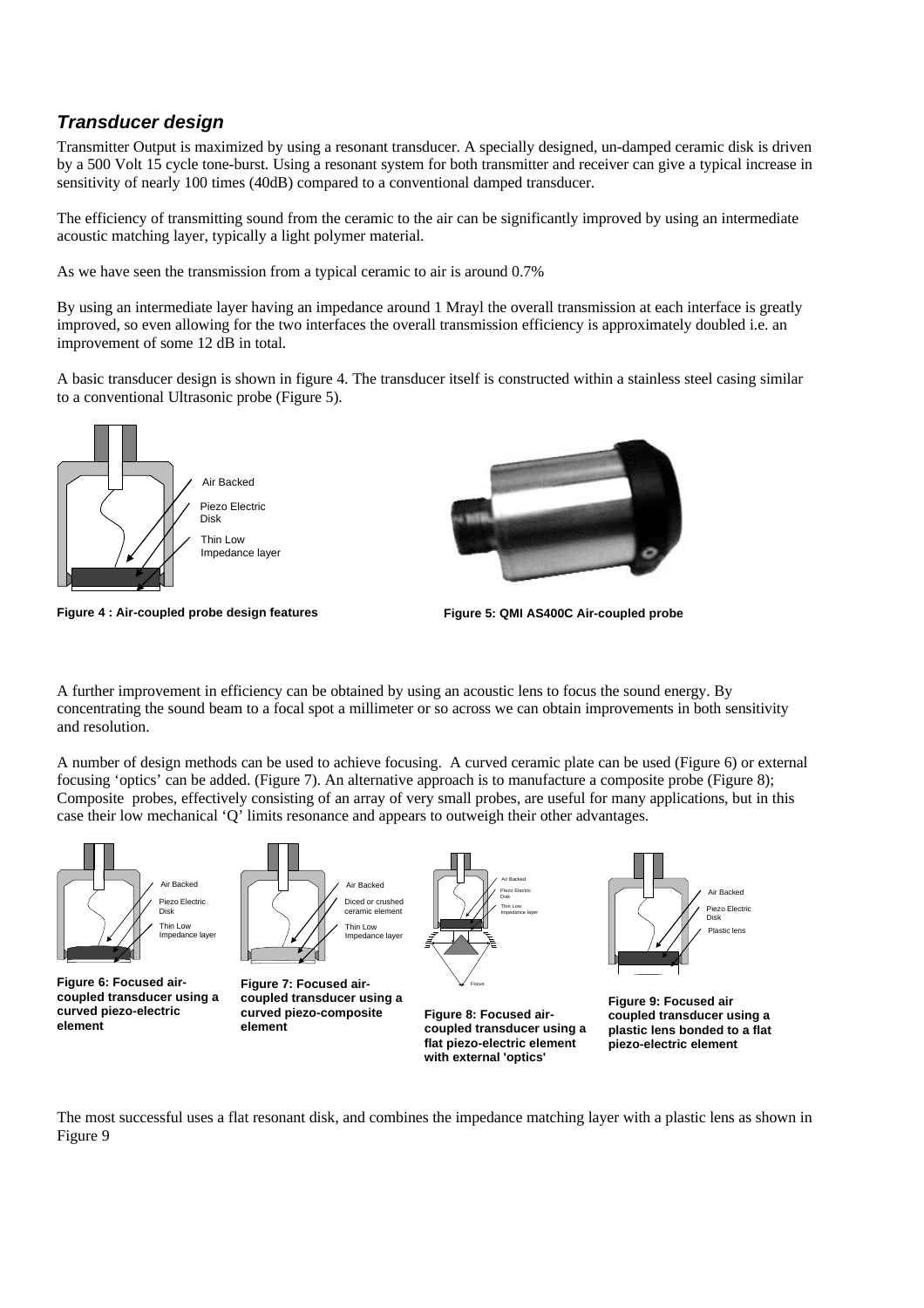### *Transducer design*

Transmitter Output is maximized by using a resonant transducer. A specially designed, un-damped ceramic disk is driven by a 500 Volt 15 cycle tone-burst. Using a resonant system for both transmitter and receiver can give a typical increase in sensitivity of nearly 100 times (40dB) compared to a conventional damped transducer.

The efficiency of transmitting sound from the ceramic to the air can be significantly improved by using an intermediate acoustic matching layer, typically a light polymer material.

As we have seen the transmission from a typical ceramic to air is around 0.7%

By using an intermediate layer having an impedance around 1 Mrayl the overall transmission at each interface is greatly improved, so even allowing for the two interfaces the overall transmission efficiency is approximately doubled i.e. an improvement of some 12 dB in total.

A basic transducer design is shown in figure 4. The transducer itself is constructed within a stainless steel casing similar to a conventional Ultrasonic probe (Figure 5).

Air Backed

Piezo Electric Disk

Thin Low Impedance layer

**Figure 4 : Air-coupled probe design features**

**Figure 5: QMI AS400C Air-coupled probe**

A further improvement in efficiency can be obtained by using an acoustic lens to focus the sound energy. By concentrating the sound beam to a focal spot a millimeter or so across we can obtain improvements in both sensitivity and resolution.

A number of design methods can be used to achieve focusing. A curved ceramic plate can be used (Figure 6) or external focusing 'optics' can be added. (Figure 7). An alternative approach is to manufacture a composite probe (Figure 8); Composite probes, effectively consisting of an array of very small probes, are useful for many applications, but in this case their low mechanical 'Q' limits resonance and appears to outweigh their other advantages.

Air Backed

Piezo Electric Disk

Thin Low Impedance layer

**Figure 6: Focused air-coupled transducer using a curved piezo-electric element**

Air Backed

Diced or crushed ceramic element

Thin Low Impedance layer

**Figure 7: Focused air-coupled transducer using a curved piezo-composite element**

Air Backed

Piezo Electric Disk

Thin Low Impedance layer

Focus

**Figure 8: Focused air-coupled transducer using a flat piezo-electric element with external 'optics'**

Air Backed

Piezo Electric Disk

Plastic lens

**Figure 9: Focused air coupled transducer using a plastic lens bonded to a flat piezo-electric element**

The most successful uses a flat resonant disk, and combines the impedance matching layer with a plastic lens as shown in Figure 9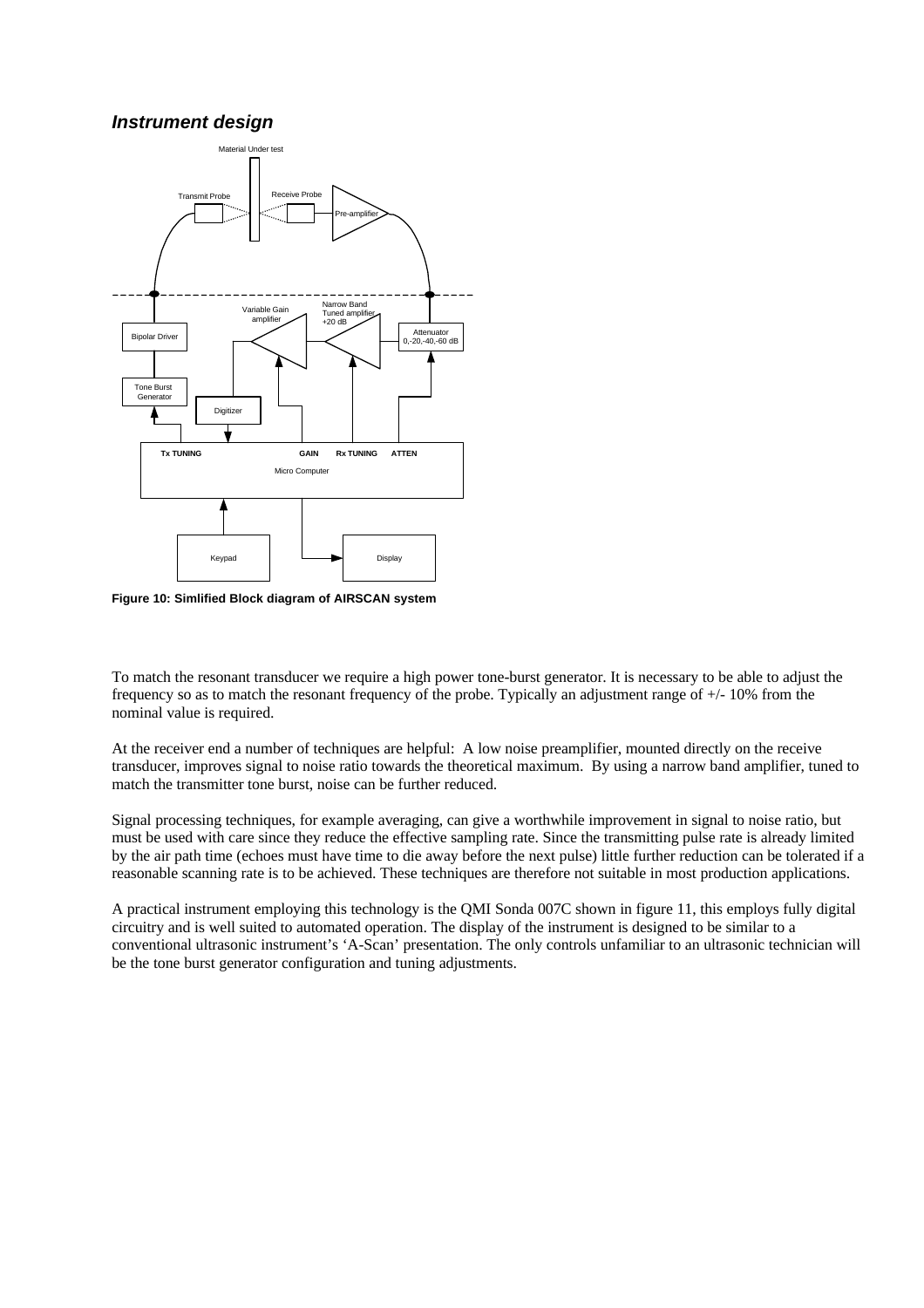### *Instrument design*

**Figure 10: Simlified Block diagram of AIRSCAN system**

To match the resonant transducer we require a high power tone-burst generator. It is necessary to be able to adjust the frequency so as to match the resonant frequency of the probe. Typically an adjustment range of +/- 10% from the nominal value is required.

At the receiver end a number of techniques are helpful: A low noise preamplifier, mounted directly on the receive transducer, improves signal to noise ratio towards the theoretical maximum. By using a narrow band amplifier, tuned to match the transmitter tone burst, noise can be further reduced.

Signal processing techniques, for example averaging, can give a worthwhile improvement in signal to noise ratio, but must be used with care since they reduce the effective sampling rate. Since the transmitting pulse rate is already limited by the air path time (echoes must have time to die away before the next pulse) little further reduction can be tolerated if a reasonable scanning rate is to be achieved. These techniques are therefore not suitable in most production applications.

A practical instrument employing this technology is the QMI Sonda 007C shown in figure 11, this employs fully digital circuitry and is well suited to automated operation. The display of the instrument is designed to be similar to a conventional ultrasonic instrument's 'A-Scan' presentation. The only controls unfamiliar to an ultrasonic technician will be the tone burst generator configuration and tuning adjustments.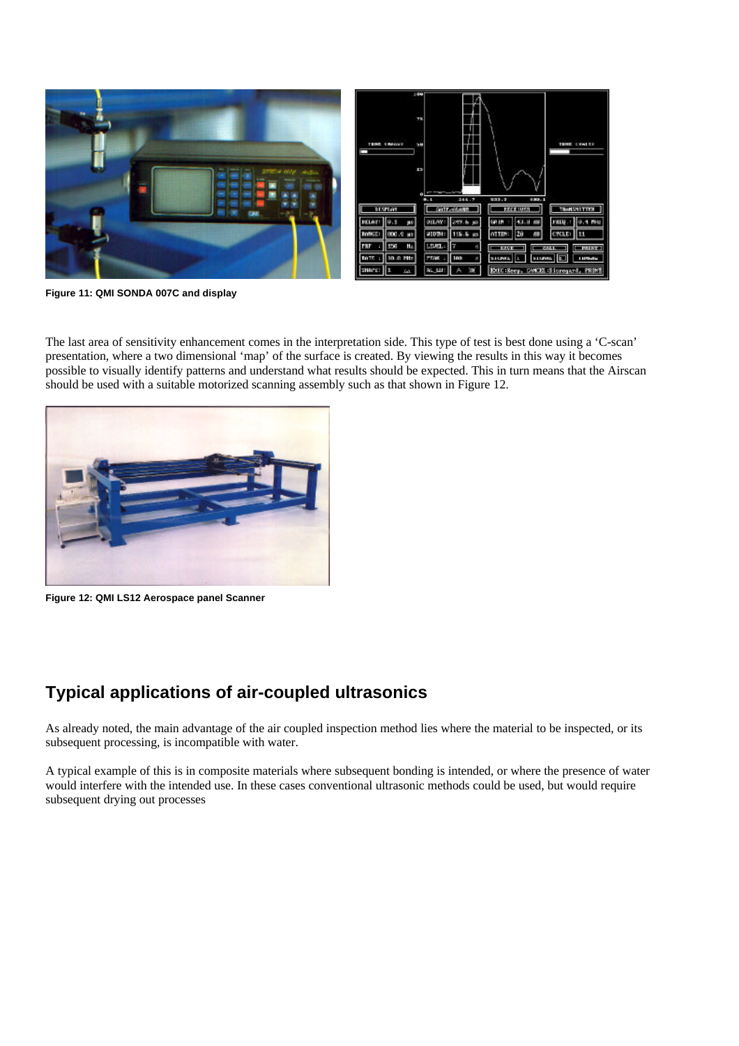Figure 11: QMI SONDA 007C and display

The last area of sensitivity enhancement comes in the interpretation side. This type of test is best done using a 'C-scan' presentation, where a two dimensional 'map' of the surface is created. By viewing the results in this way it becomes possible to visually identify patterns and understand what results should be expected. This in turn means that the Airscan should be used with a suitable motorized scanning assembly such as that shown in Figure 12.

Figure 12: QMI LS12 Aerospace panel Scanner

## Typical applications of air-coupled ultrasonics

As already noted, the main advantage of the air coupled inspection method lies where the material to be inspected, or its subsequent processing, is incompatible with water.

A typical example of this is in composite materials where subsequent bonding is intended, or where the presence of water would interfere with the intended use. In these cases conventional ultrasonic methods could be used, but would require subsequent drying out processes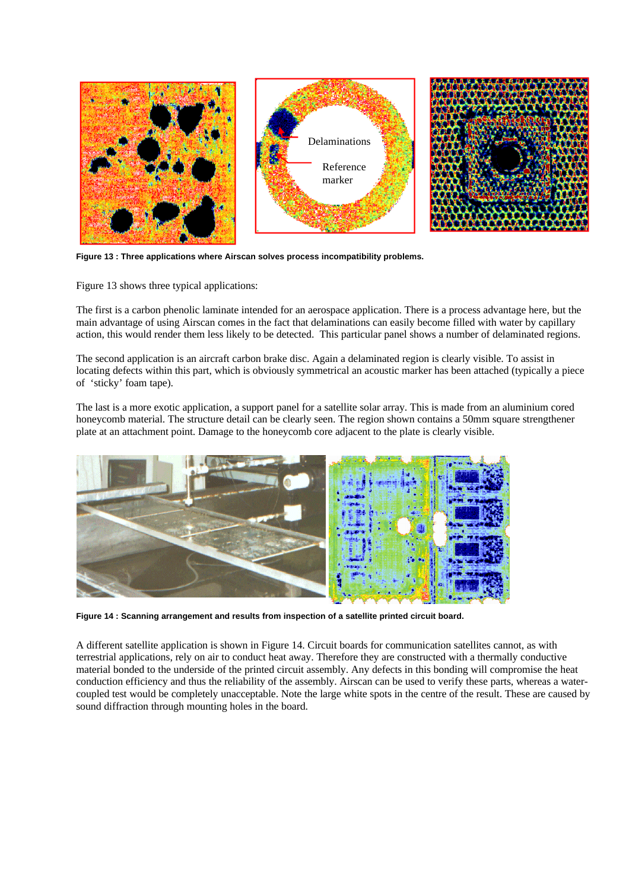**Figure 13 : Three applications where Airscan solves process incompatibility problems.**

Figure 13 shows three typical applications:

The first is a carbon phenolic laminate intended for an aerospace application. There is a process advantage here, but the main advantage of using Airscan comes in the fact that delaminations can easily become filled with water by capillary action, this would render them less likely to be detected. This particular panel shows a number of delaminated regions.

The second application is an aircraft carbon brake disc. Again a delaminated region is clearly visible. To assist in locating defects within this part, which is obviously symmetrical an acoustic marker has been attached (typically a piece of 'sticky' foam tape).

The last is a more exotic application, a support panel for a satellite solar array. This is made from an aluminium cored honeycomb material. The structure detail can be clearly seen. The region shown contains a 50mm square strengthener plate at an attachment point. Damage to the honeycomb core adjacent to the plate is clearly visible.

**Figure 14 : Scanning arrangement and results from inspection of a satellite printed circuit board.**

A different satellite application is shown in Figure 14. Circuit boards for communication satellites cannot, as with terrestrial applications, rely on air to conduct heat away. Therefore they are constructed with a thermally conductive material bonded to the underside of the printed circuit assembly. Any defects in this bonding will compromise the heat conduction efficiency and thus the reliability of the assembly. Airscan can be used to verify these parts, whereas a water-coupled test would be completely unacceptable. Note the large white spots in the centre of the result. These are caused by sound diffraction through mounting holes in the board.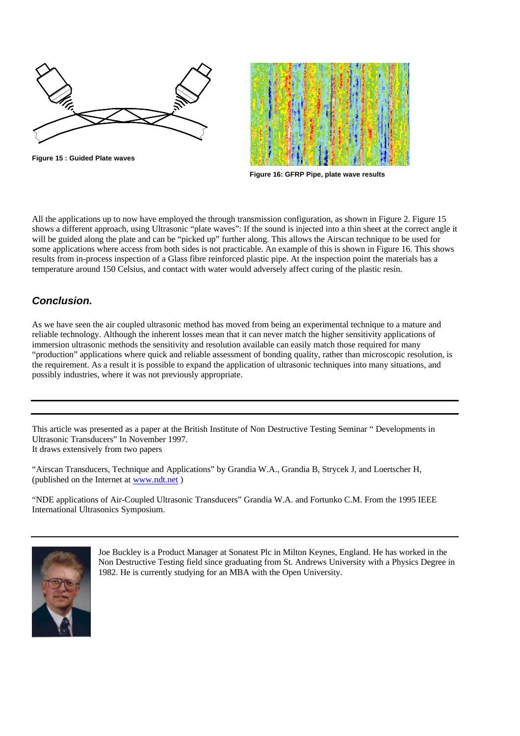Figure 15 : Guided Plate waves

Figure 16: GFRP Pipe, plate wave results

All the applications up to now have employed the through transmission configuration, as shown in Figure 2. Figure 15 shows a different approach, using Ultrasonic “plate waves”: If the sound is injected into a thin sheet at the correct angle it will be guided along the plate and can be “picked up” further along. This allows the Airscan technique to be used for some applications where access from both sides is not practicable. An example of this is shown in Figure 16. This shows results from in-process inspection of a Glass fibre reinforced plastic pipe. At the inspection point the materials has a temperature around 150 Celsius, and contact with water would adversely affect curing of the plastic resin.

## *Conclusion.*

As we have seen the air coupled ultrasonic method has moved from being an experimental technique to a mature and reliable technology. Although the inherent losses mean that it can never match the higher sensitivity applications of immersion ultrasonic methods the sensitivity and resolution available can easily match those required for many “production” applications where quick and reliable assessment of bonding quality, rather than microscopic resolution, is the requirement. As a result it is possible to expand the application of ultrasonic techniques into many situations, and possibly industries, where it was not previously appropriate.

---

This article was presented as a paper at the British Institute of Non Destructive Testing Seminar “ Developments in Ultrasonic Transducers” In November 1997.
It draws extensively from two papers

“Airscan Transducers, Technique and Applications” by Grandia W.A., Grandia B, Strycek J, and Loertscher H, (published on the Internet at www.ndt.net )

“NDE applications of Air-Coupled Ultrasonic Transducers” Grandia W.A. and Fortunko C.M. From the 1995 IEEE International Ultrasonics Symposium.

---

Joe Buckley is a Product Manager at Sonatest Plc in Milton Keynes, England. He has worked in the Non Destructive Testing field since graduating from St. Andrews University with a Physics Degree in 1982. He is currently studying for an MBA with the Open University.